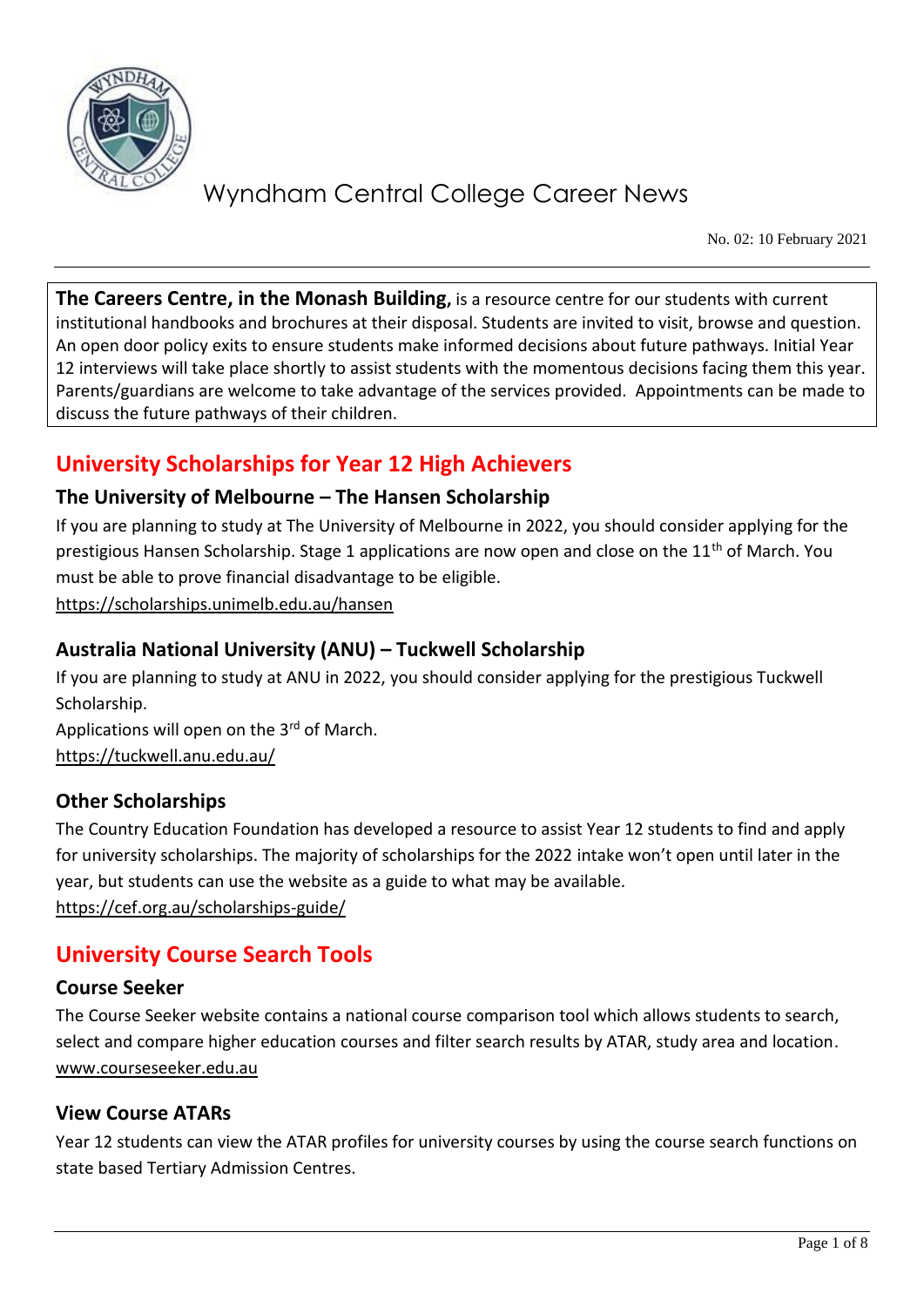# Wyndham Central College Career News

No. 02: 10 February 2021

**The Careers Centre, in the Monash Building,** is a resource centre for our students with current institutional handbooks and brochures at their disposal. Students are invited to visit, browse and question. An open door policy exits to ensure students make informed decisions about future pathways. Initial Year 12 interviews will take place shortly to assist students with the momentous decisions facing them this year. Parents/guardians are welcome to take advantage of the services provided. Appointments can be made to discuss the future pathways of their children.

## University Scholarships for Year 12 High Achievers

### The University of Melbourne – The Hansen Scholarship

If you are planning to study at The University of Melbourne in 2022, you should consider applying for the prestigious Hansen Scholarship. Stage 1 applications are now open and close on the 11th of March. You must be able to prove financial disadvantage to be eligible.

https://scholarships.unimelb.edu.au/hansen

### Australia National University (ANU) – Tuckwell Scholarship

If you are planning to study at ANU in 2022, you should consider applying for the prestigious Tuckwell Scholarship.

Applications will open on the 3rd of March.

https://tuckwell.anu.edu.au/

### Other Scholarships

The Country Education Foundation has developed a resource to assist Year 12 students to find and apply for university scholarships. The majority of scholarships for the 2022 intake won't open until later in the year, but students can use the website as a guide to what may be available.

https://cef.org.au/scholarships-guide/

## University Course Search Tools

### Course Seeker

The Course Seeker website contains a national course comparison tool which allows students to search, select and compare higher education courses and filter search results by ATAR, study area and location.

www.courseseeker.edu.au

### View Course ATARs

Year 12 students can view the ATAR profiles for university courses by using the course search functions on state based Tertiary Admission Centres.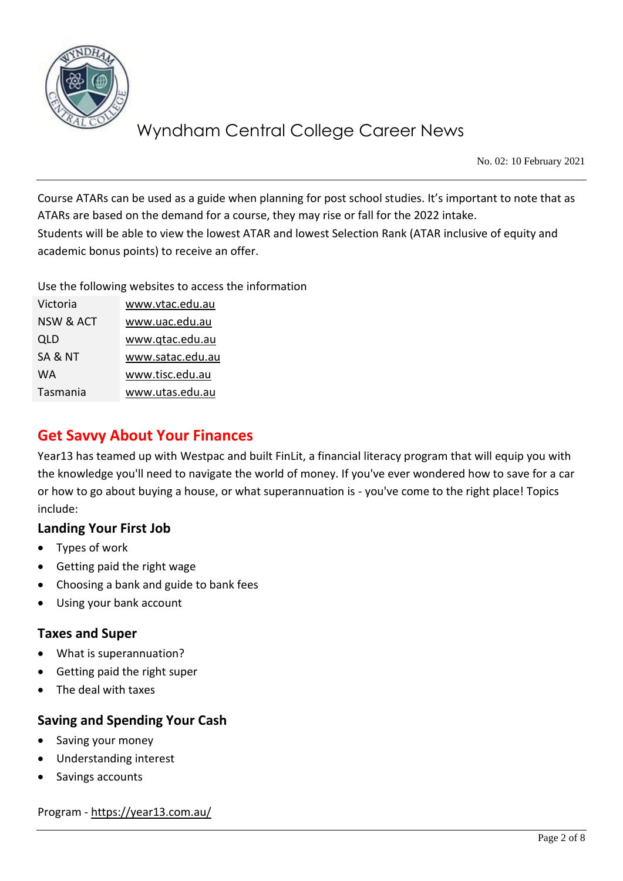Course ATARs can be used as a guide when planning for post school studies. It's important to note that as ATARs are based on the demand for a course, they may rise or fall for the 2022 intake.
Students will be able to view the lowest ATAR and lowest Selection Rank (ATAR inclusive of equity and academic bonus points) to receive an offer.

Use the following websites to access the information

| | |
|---|---|
| Victoria | www.vtac.edu.au |
| NSW & ACT | www.uac.edu.au |
| QLD | www.qtac.edu.au |
| SA & NT | www.satac.edu.au |
| WA | www.tisc.edu.au |
| Tasmania | www.utas.edu.au |

## Get Savvy About Your Finances

Year13 has teamed up with Westpac and built FinLit, a financial literacy program that will equip you with the knowledge you'll need to navigate the world of money. If you've ever wondered how to save for a car or how to go about buying a house, or what superannuation is - you've come to the right place! Topics include:

### Landing Your First Job

- Types of work
- Getting paid the right wage
- Choosing a bank and guide to bank fees
- Using your bank account

### Taxes and Super

- What is superannuation?
- Getting paid the right super
- The deal with taxes

### Saving and Spending Your Cash

- Saving your money
- Understanding interest
- Savings accounts

Program - https://year13.com.au/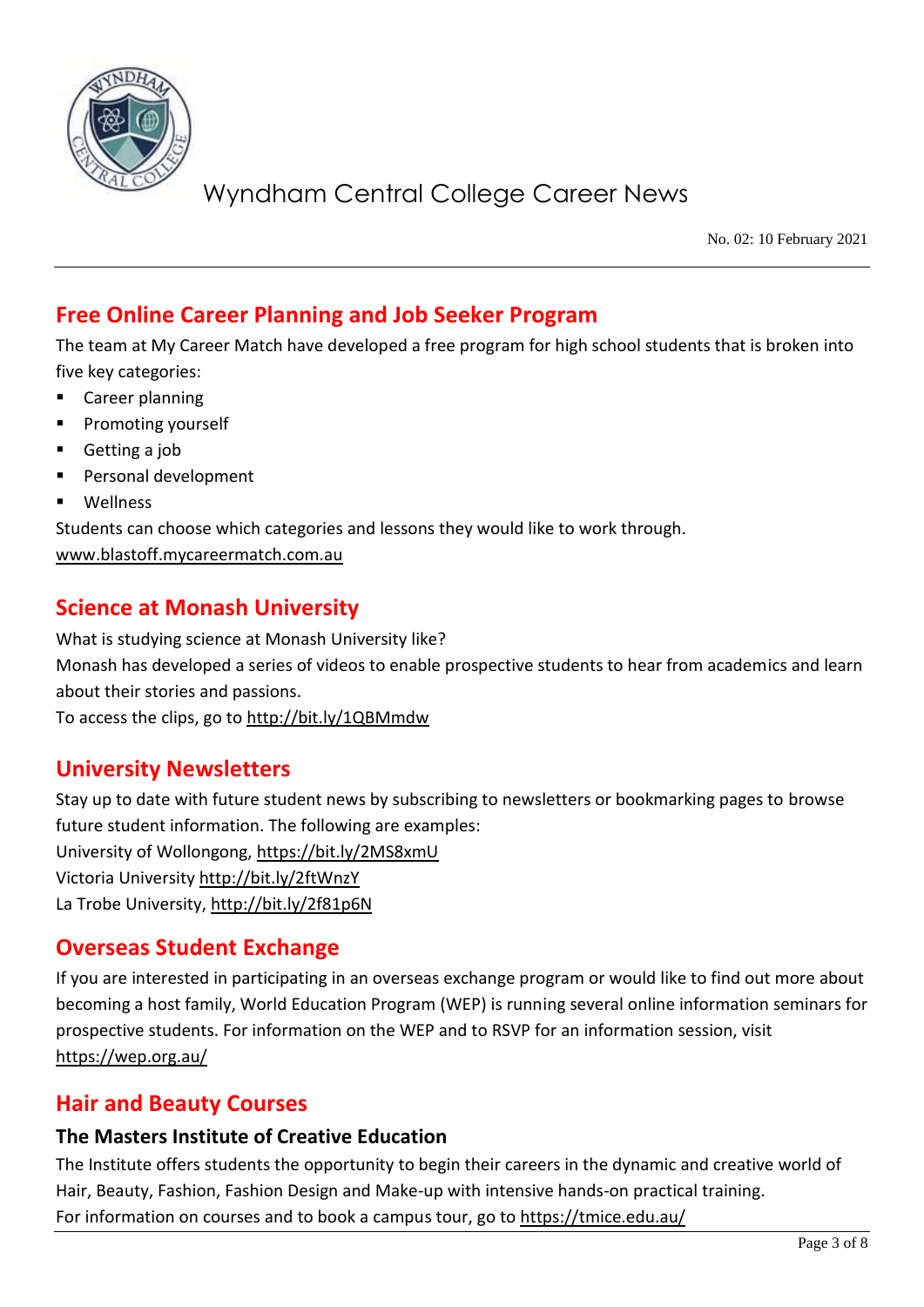## Free Online Career Planning and Job Seeker Program

The team at My Career Match have developed a free program for high school students that is broken into five key categories:

- Career planning
- Promoting yourself
- Getting a job
- Personal development
- Wellness

Students can choose which categories and lessons they would like to work through.
www.blastoff.mycareermatch.com.au

## Science at Monash University

What is studying science at Monash University like?
Monash has developed a series of videos to enable prospective students to hear from academics and learn about their stories and passions.
To access the clips, go to http://bit.ly/1QBMmdw

## University Newsletters

Stay up to date with future student news by subscribing to newsletters or bookmarking pages to browse future student information. The following are examples:
University of Wollongong, https://bit.ly/2MS8xmU
Victoria University http://bit.ly/2ftWnzY
La Trobe University, http://bit.ly/2f81p6N

## Overseas Student Exchange

If you are interested in participating in an overseas exchange program or would like to find out more about becoming a host family, World Education Program (WEP) is running several online information seminars for prospective students. For information on the WEP and to RSVP for an information session, visit https://wep.org.au/

## Hair and Beauty Courses

### The Masters Institute of Creative Education

The Institute offers students the opportunity to begin their careers in the dynamic and creative world of Hair, Beauty, Fashion, Fashion Design and Make-up with intensive hands-on practical training.
For information on courses and to book a campus tour, go to https://tmice.edu.au/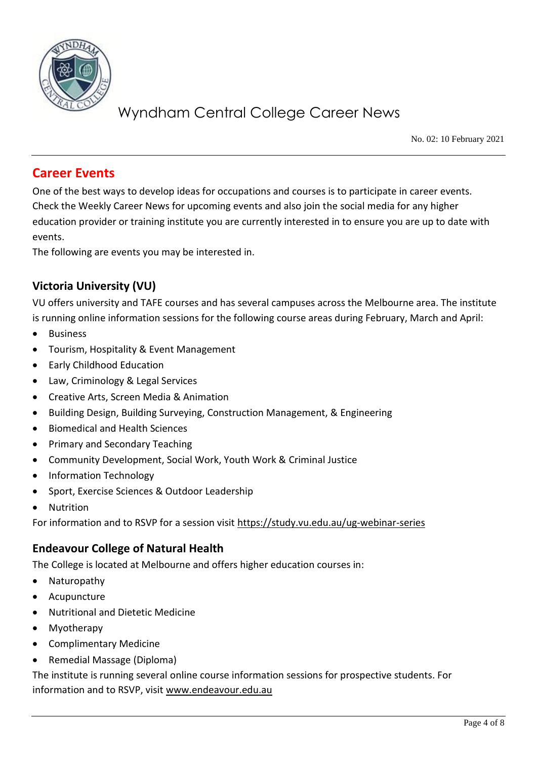## Career Events

One of the best ways to develop ideas for occupations and courses is to participate in career events. Check the Weekly Career News for upcoming events and also join the social media for any higher education provider or training institute you are currently interested in to ensure you are up to date with events.

The following are events you may be interested in.

### Victoria University (VU)

VU offers university and TAFE courses and has several campuses across the Melbourne area. The institute is running online information sessions for the following course areas during February, March and April:

- Business
- Tourism, Hospitality & Event Management
- Early Childhood Education
- Law, Criminology & Legal Services
- Creative Arts, Screen Media & Animation
- Building Design, Building Surveying, Construction Management, & Engineering
- Biomedical and Health Sciences
- Primary and Secondary Teaching
- Community Development, Social Work, Youth Work & Criminal Justice
- Information Technology
- Sport, Exercise Sciences & Outdoor Leadership
- Nutrition

For information and to RSVP for a session visit https://study.vu.edu.au/ug-webinar-series

### Endeavour College of Natural Health

The College is located at Melbourne and offers higher education courses in:

- Naturopathy
- Acupuncture
- Nutritional and Dietetic Medicine
- Myotherapy
- Complimentary Medicine
- Remedial Massage (Diploma)

The institute is running several online course information sessions for prospective students. For information and to RSVP, visit www.endeavour.edu.au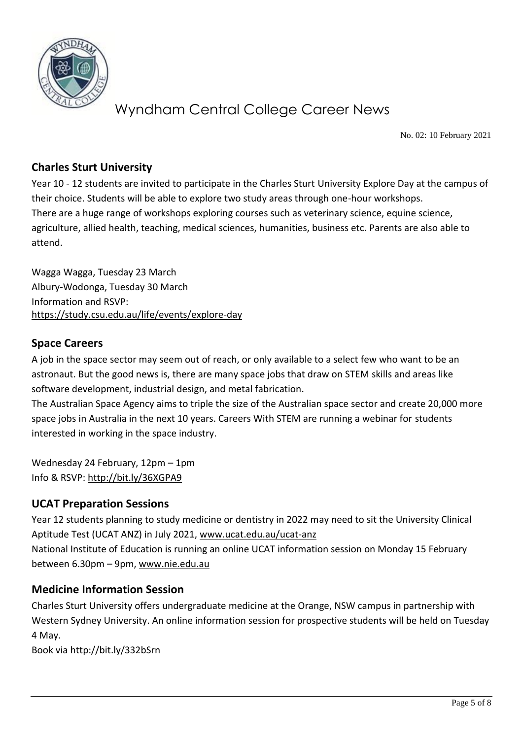## Charles Sturt University

Year 10 - 12 students are invited to participate in the Charles Sturt University Explore Day at the campus of their choice. Students will be able to explore two study areas through one-hour workshops.
There are a huge range of workshops exploring courses such as veterinary science, equine science, agriculture, allied health, teaching, medical sciences, humanities, business etc. Parents are also able to attend.

Wagga Wagga, Tuesday 23 March
Albury-Wodonga, Tuesday 30 March
Information and RSVP:
https://study.csu.edu.au/life/events/explore-day

## Space Careers

A job in the space sector may seem out of reach, or only available to a select few who want to be an astronaut. But the good news is, there are many space jobs that draw on STEM skills and areas like software development, industrial design, and metal fabrication.
The Australian Space Agency aims to triple the size of the Australian space sector and create 20,000 more space jobs in Australia in the next 10 years. Careers With STEM are running a webinar for students interested in working in the space industry.

Wednesday 24 February, 12pm – 1pm
Info & RSVP: http://bit.ly/36XGPA9

## UCAT Preparation Sessions

Year 12 students planning to study medicine or dentistry in 2022 may need to sit the University Clinical Aptitude Test (UCAT ANZ) in July 2021, www.ucat.edu.au/ucat-anz
National Institute of Education is running an online UCAT information session on Monday 15 February between 6.30pm – 9pm, www.nie.edu.au

## Medicine Information Session

Charles Sturt University offers undergraduate medicine at the Orange, NSW campus in partnership with Western Sydney University. An online information session for prospective students will be held on Tuesday 4 May.
Book via http://bit.ly/332bSrn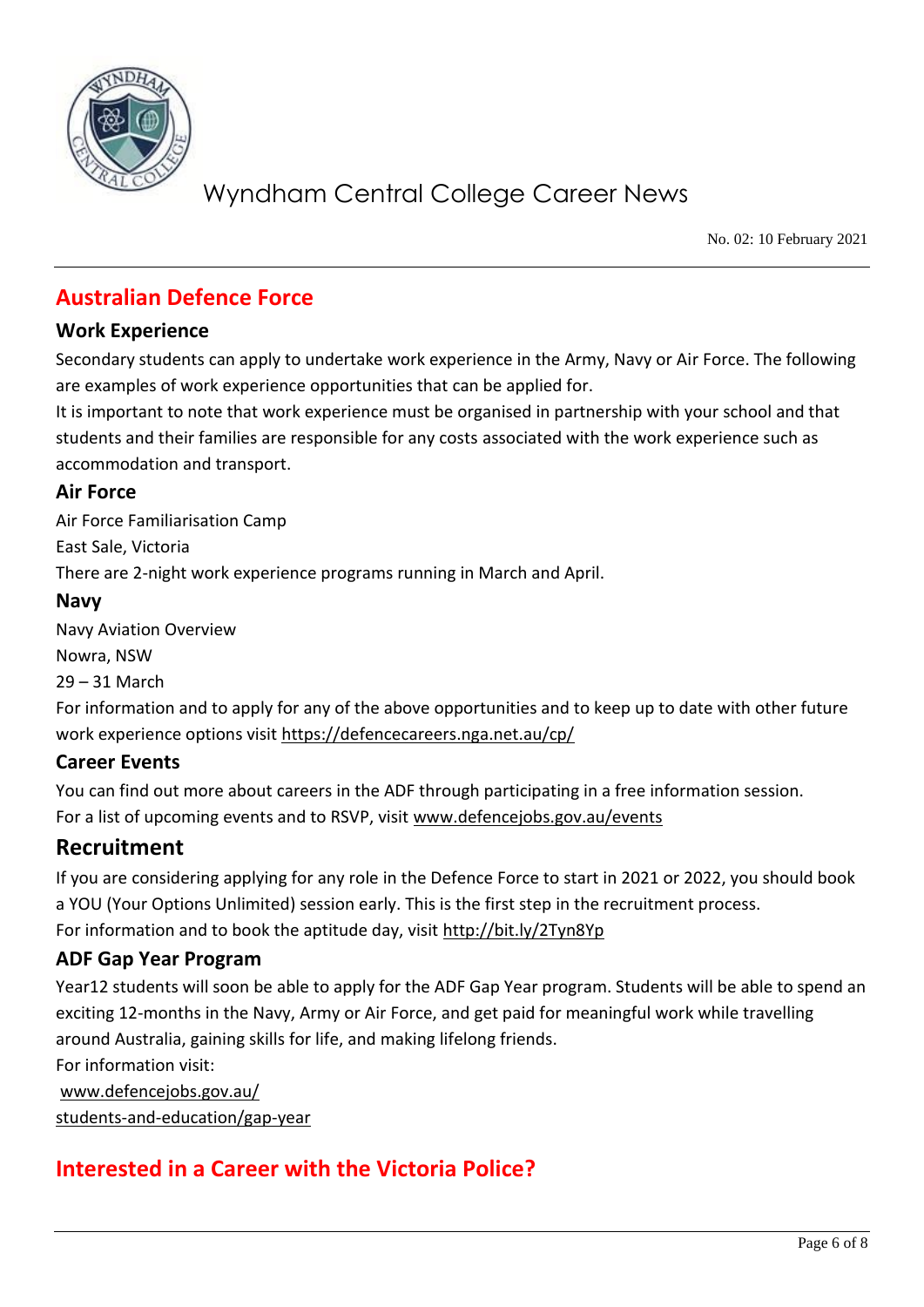## Australian Defence Force

### Work Experience

Secondary students can apply to undertake work experience in the Army, Navy or Air Force. The following are examples of work experience opportunities that can be applied for.
It is important to note that work experience must be organised in partnership with your school and that students and their families are responsible for any costs associated with the work experience such as accommodation and transport.

### Air Force

Air Force Familiarisation Camp
East Sale, Victoria
There are 2-night work experience programs running in March and April.

### Navy

Navy Aviation Overview
Nowra, NSW
29 – 31 March
For information and to apply for any of the above opportunities and to keep up to date with other future work experience options visit https://defencecareers.nga.net.au/cp/

### Career Events

You can find out more about careers in the ADF through participating in a free information session.
For a list of upcoming events and to RSVP, visit www.defencejobs.gov.au/events

### Recruitment

If you are considering applying for any role in the Defence Force to start in 2021 or 2022, you should book a YOU (Your Options Unlimited) session early. This is the first step in the recruitment process.
For information and to book the aptitude day, visit http://bit.ly/2Tyn8Yp

### ADF Gap Year Program

Year12 students will soon be able to apply for the ADF Gap Year program. Students will be able to spend an exciting 12-months in the Navy, Army or Air Force, and get paid for meaningful work while travelling around Australia, gaining skills for life, and making lifelong friends.
For information visit:
www.defencejobs.gov.au/
students-and-education/gap-year

## Interested in a Career with the Victoria Police?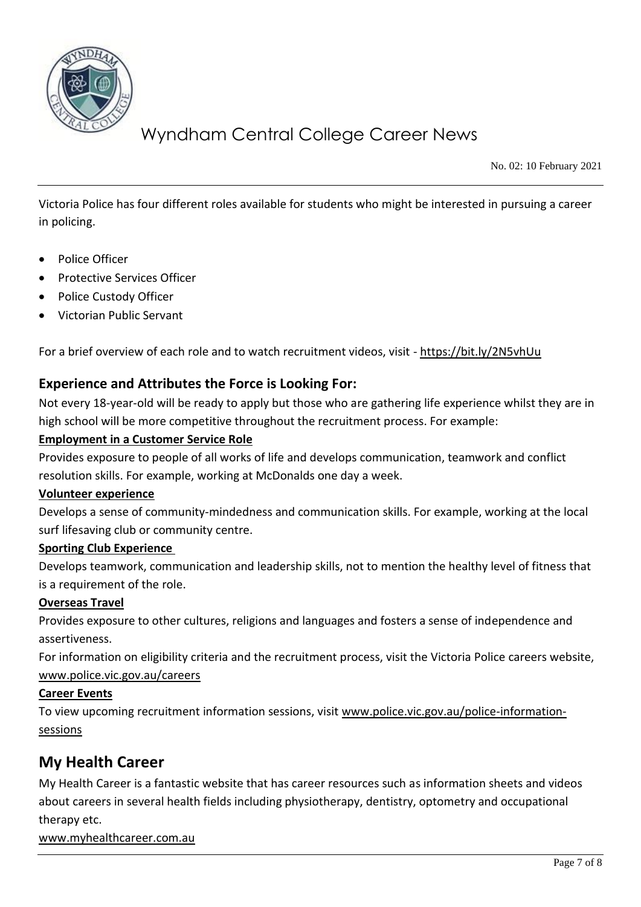Victoria Police has four different roles available for students who might be interested in pursuing a career in policing.

- Police Officer
- Protective Services Officer
- Police Custody Officer
- Victorian Public Servant

For a brief overview of each role and to watch recruitment videos, visit - https://bit.ly/2N5vhUu

### Experience and Attributes the Force is Looking For:

Not every 18-year-old will be ready to apply but those who are gathering life experience whilst they are in high school will be more competitive throughout the recruitment process. For example:

**Employment in a Customer Service Role**

Provides exposure to people of all works of life and develops communication, teamwork and conflict resolution skills. For example, working at McDonalds one day a week.

**Volunteer experience**

Develops a sense of community-mindedness and communication skills. For example, working at the local surf lifesaving club or community centre.

**Sporting Club Experience**

Develops teamwork, communication and leadership skills, not to mention the healthy level of fitness that is a requirement of the role.

**Overseas Travel**

Provides exposure to other cultures, religions and languages and fosters a sense of independence and assertiveness.

For information on eligibility criteria and the recruitment process, visit the Victoria Police careers website, www.police.vic.gov.au/careers

**Career Events**

To view upcoming recruitment information sessions, visit www.police.vic.gov.au/police-information-sessions

## My Health Career

My Health Career is a fantastic website that has career resources such as information sheets and videos about careers in several health fields including physiotherapy, dentistry, optometry and occupational therapy etc.

www.myhealthcareer.com.au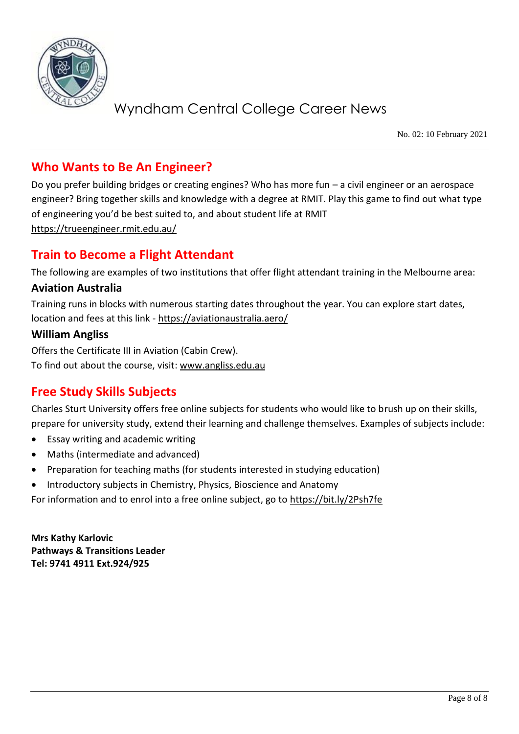## Who Wants to Be An Engineer?

Do you prefer building bridges or creating engines? Who has more fun – a civil engineer or an aerospace engineer? Bring together skills and knowledge with a degree at RMIT. Play this game to find out what type of engineering you'd be best suited to, and about student life at RMIT
https://trueengineer.rmit.edu.au/

## Train to Become a Flight Attendant

The following are examples of two institutions that offer flight attendant training in the Melbourne area:

### Aviation Australia

Training runs in blocks with numerous starting dates throughout the year. You can explore start dates, location and fees at this link - https://aviationaustralia.aero/

### William Angliss

Offers the Certificate III in Aviation (Cabin Crew).
To find out about the course, visit: www.angliss.edu.au

## Free Study Skills Subjects

Charles Sturt University offers free online subjects for students who would like to brush up on their skills, prepare for university study, extend their learning and challenge themselves. Examples of subjects include:

- Essay writing and academic writing
- Maths (intermediate and advanced)
- Preparation for teaching maths (for students interested in studying education)
- Introductory subjects in Chemistry, Physics, Bioscience and Anatomy

For information and to enrol into a free online subject, go to https://bit.ly/2Psh7fe

**Mrs Kathy Karlovic**
**Pathways & Transitions Leader**
**Tel: 9741 4911 Ext.924/925**